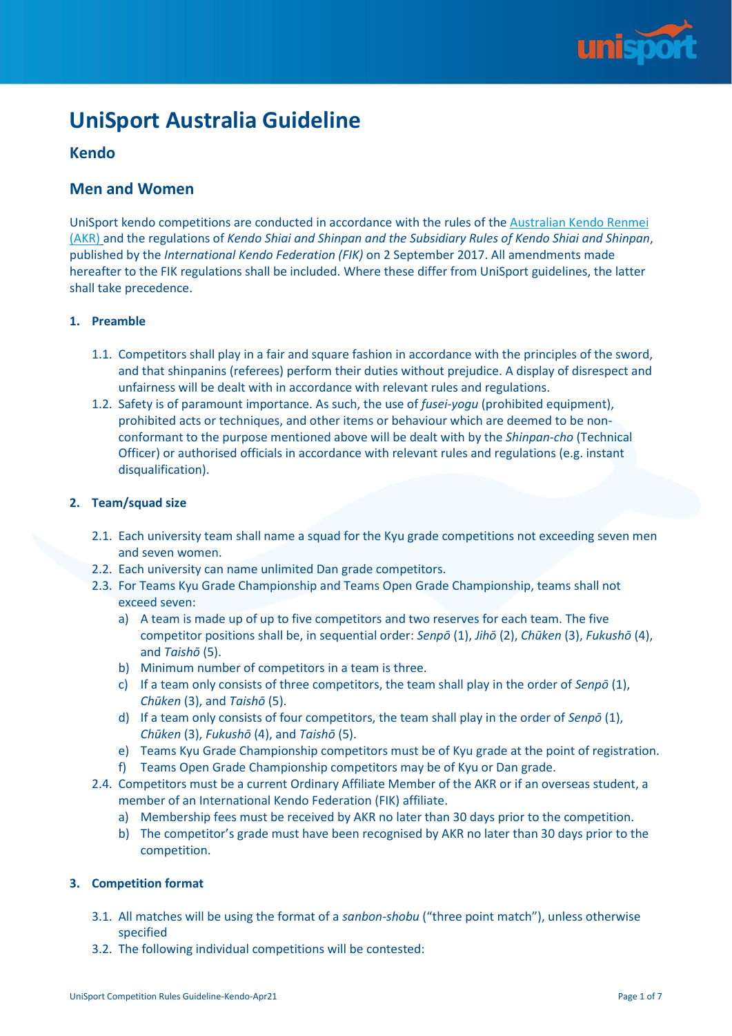# UniSport Australia Guideline

## Kendo

## Men and Women

UniSport kendo competitions are conducted in accordance with the rules of the [Australian Kendo Renmei (AKR)](#) and the regulations of *Kendo Shiai and Shinpan and the Subsidiary Rules of Kendo Shiai and Shinpan*, published by the *International Kendo Federation (FIK)* on 2 September 2017. All amendments made hereafter to the FIK regulations shall be included. Where these differ from UniSport guidelines, the latter shall take precedence.

**1. Preamble**

1.1. Competitors shall play in a fair and square fashion in accordance with the principles of the sword, and that shinpanins (referees) perform their duties without prejudice. A display of disrespect and unfairness will be dealt with in accordance with relevant rules and regulations.

1.2. Safety is of paramount importance. As such, the use of *fusei-yogu* (prohibited equipment), prohibited acts or techniques, and other items or behaviour which are deemed to be non-conformant to the purpose mentioned above will be dealt with by the *Shinpan-cho* (Technical Officer) or authorised officials in accordance with relevant rules and regulations (e.g. instant disqualification).

**2. Team/squad size**

2.1. Each university team shall name a squad for the Kyu grade competitions not exceeding seven men and seven women.

2.2. Each university can name unlimited Dan grade competitors.

2.3. For Teams Kyu Grade Championship and Teams Open Grade Championship, teams shall not exceed seven:

- a) A team is made up of up to five competitors and two reserves for each team. The five competitor positions shall be, in sequential order: *Senpō* (1), *Jihō* (2), *Chūken* (3), *Fukushō* (4), and *Taishō* (5).
- b) Minimum number of competitors in a team is three.
- c) If a team only consists of three competitors, the team shall play in the order of *Senpō* (1), *Chūken* (3), and *Taishō* (5).
- d) If a team only consists of four competitors, the team shall play in the order of *Senpō* (1), *Chūken* (3), *Fukushō* (4), and *Taishō* (5).
- e) Teams Kyu Grade Championship competitors must be of Kyu grade at the point of registration.
- f) Teams Open Grade Championship competitors may be of Kyu or Dan grade.

2.4. Competitors must be a current Ordinary Affiliate Member of the AKR or if an overseas student, a member of an International Kendo Federation (FIK) affiliate.

- a) Membership fees must be received by AKR no later than 30 days prior to the competition.
- b) The competitor's grade must have been recognised by AKR no later than 30 days prior to the competition.

**3. Competition format**

3.1. All matches will be using the format of a *sanbon-shobu* ("three point match"), unless otherwise specified

3.2. The following individual competitions will be contested: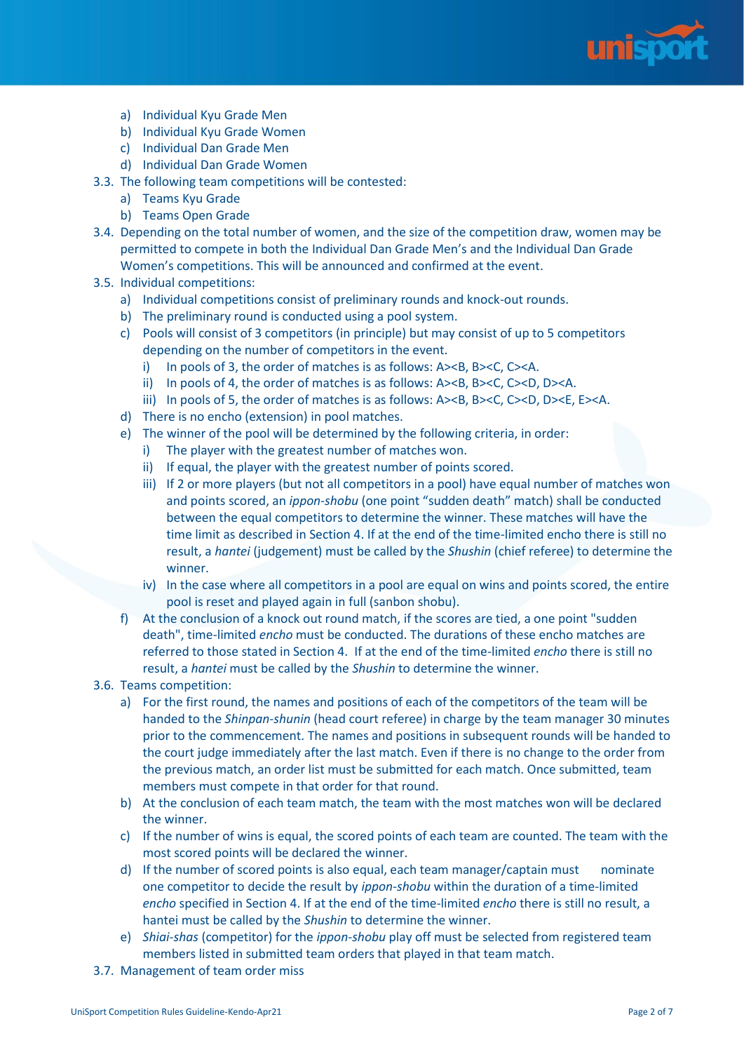a) Individual Kyu Grade Men
b) Individual Kyu Grade Women
c) Individual Dan Grade Men
d) Individual Dan Grade Women

3.3. The following team competitions will be contested:
   a) Teams Kyu Grade
   b) Teams Open Grade

3.4. Depending on the total number of women, and the size of the competition draw, women may be permitted to compete in both the Individual Dan Grade Men's and the Individual Dan Grade Women's competitions. This will be announced and confirmed at the event.

3.5. Individual competitions:
   a) Individual competitions consist of preliminary rounds and knock-out rounds.
   b) The preliminary round is conducted using a pool system.
   c) Pools will consist of 3 competitors (in principle) but may consist of up to 5 competitors depending on the number of competitors in the event.
      i) In pools of 3, the order of matches is as follows: A><B, B><C, C><A.
      ii) In pools of 4, the order of matches is as follows: A><B, B><C, C><D, D><A.
      iii) In pools of 5, the order of matches is as follows: A><B, B><C, C><D, D><E, E><A.
   d) There is no encho (extension) in pool matches.
   e) The winner of the pool will be determined by the following criteria, in order:
      i) The player with the greatest number of matches won.
      ii) If equal, the player with the greatest number of points scored.
      iii) If 2 or more players (but not all competitors in a pool) have equal number of matches won and points scored, an *ippon-shobu* (one point "sudden death" match) shall be conducted between the equal competitors to determine the winner. These matches will have the time limit as described in Section 4. If at the end of the time-limited encho there is still no result, a *hantei* (judgement) must be called by the *Shushin* (chief referee) to determine the winner.
      iv) In the case where all competitors in a pool are equal on wins and points scored, the entire pool is reset and played again in full (sanbon shobu).
   f) At the conclusion of a knock out round match, if the scores are tied, a one point "sudden death", time-limited *encho* must be conducted. The durations of these encho matches are referred to those stated in Section 4. If at the end of the time-limited *encho* there is still no result, a *hantei* must be called by the *Shushin* to determine the winner.

3.6. Teams competition:
   a) For the first round, the names and positions of each of the competitors of the team will be handed to the *Shinpan-shunin* (head court referee) in charge by the team manager 30 minutes prior to the commencement. The names and positions in subsequent rounds will be handed to the court judge immediately after the last match. Even if there is no change to the order from the previous match, an order list must be submitted for each match. Once submitted, team members must compete in that order for that round.
   b) At the conclusion of each team match, the team with the most matches won will be declared the winner.
   c) If the number of wins is equal, the scored points of each team are counted. The team with the most scored points will be declared the winner.
   d) If the number of scored points is also equal, each team manager/captain must nominate one competitor to decide the result by *ippon-shobu* within the duration of a time-limited *encho* specified in Section 4. If at the end of the time-limited *encho* there is still no result, a hantei must be called by the *Shushin* to determine the winner.
   e) *Shiai-shas* (competitor) for the *ippon-shobu* play off must be selected from registered team members listed in submitted team orders that played in that team match.

3.7. Management of team order miss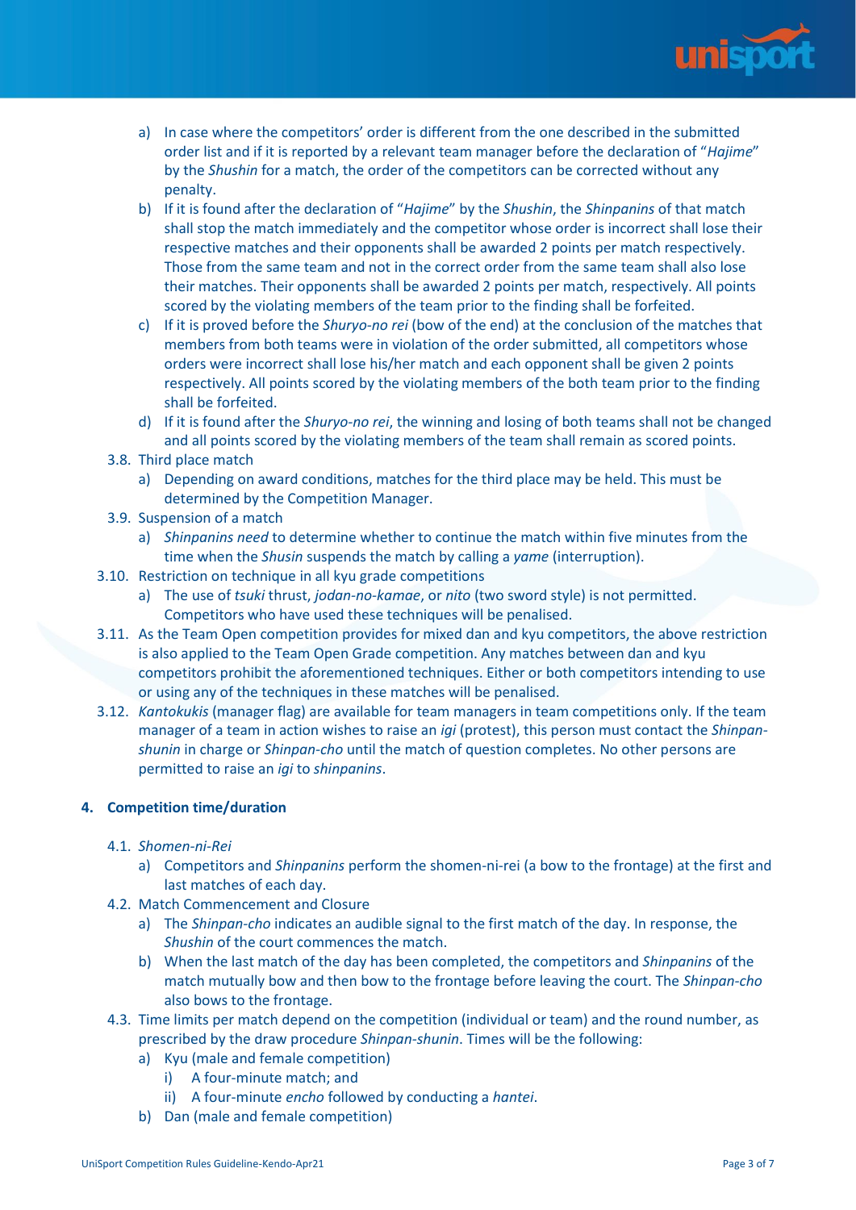a) In case where the competitors' order is different from the one described in the submitted order list and if it is reported by a relevant team manager before the declaration of "*Hajime*" by the *Shushin* for a match, the order of the competitors can be corrected without any penalty.

b) If it is found after the declaration of "*Hajime*" by the *Shushin*, the *Shinpanins* of that match shall stop the match immediately and the competitor whose order is incorrect shall lose their respective matches and their opponents shall be awarded 2 points per match respectively. Those from the same team and not in the correct order from the same team shall also lose their matches. Their opponents shall be awarded 2 points per match, respectively. All points scored by the violating members of the team prior to the finding shall be forfeited.

c) If it is proved before the *Shuryo-no rei* (bow of the end) at the conclusion of the matches that members from both teams were in violation of the order submitted, all competitors whose orders were incorrect shall lose his/her match and each opponent shall be given 2 points respectively. All points scored by the violating members of the both team prior to the finding shall be forfeited.

d) If it is found after the *Shuryo-no rei*, the winning and losing of both teams shall not be changed and all points scored by the violating members of the team shall remain as scored points.

3.8. Third place match

a) Depending on award conditions, matches for the third place may be held. This must be determined by the Competition Manager.

3.9. Suspension of a match

a) *Shinpanins need* to determine whether to continue the match within five minutes from the time when the *Shusin* suspends the match by calling a *yame* (interruption).

3.10. Restriction on technique in all kyu grade competitions

a) The use of *tsuki* thrust, *jodan-no-kamae*, or *nito* (two sword style) is not permitted. Competitors who have used these techniques will be penalised.

3.11. As the Team Open competition provides for mixed dan and kyu competitors, the above restriction is also applied to the Team Open Grade competition. Any matches between dan and kyu competitors prohibit the aforementioned techniques. Either or both competitors intending to use or using any of the techniques in these matches will be penalised.

3.12. *Kantokukis* (manager flag) are available for team managers in team competitions only. If the team manager of a team in action wishes to raise an *igi* (protest), this person must contact the *Shinpan-shunin* in charge or *Shinpan-cho* until the match of question completes. No other persons are permitted to raise an *igi* to *shinpanins*.

## 4. Competition time/duration

4.1. *Shomen-ni-Rei*

a) Competitors and *Shinpanins* perform the shomen-ni-rei (a bow to the frontage) at the first and last matches of each day.

4.2. Match Commencement and Closure

a) The *Shinpan-cho* indicates an audible signal to the first match of the day. In response, the *Shushin* of the court commences the match.

b) When the last match of the day has been completed, the competitors and *Shinpanins* of the match mutually bow and then bow to the frontage before leaving the court. The *Shinpan-cho* also bows to the frontage.

4.3. Time limits per match depend on the competition (individual or team) and the round number, as prescribed by the draw procedure *Shinpan-shunin*. Times will be the following:

a) Kyu (male and female competition)

i) A four-minute match; and

ii) A four-minute *encho* followed by conducting a *hantei*.

b) Dan (male and female competition)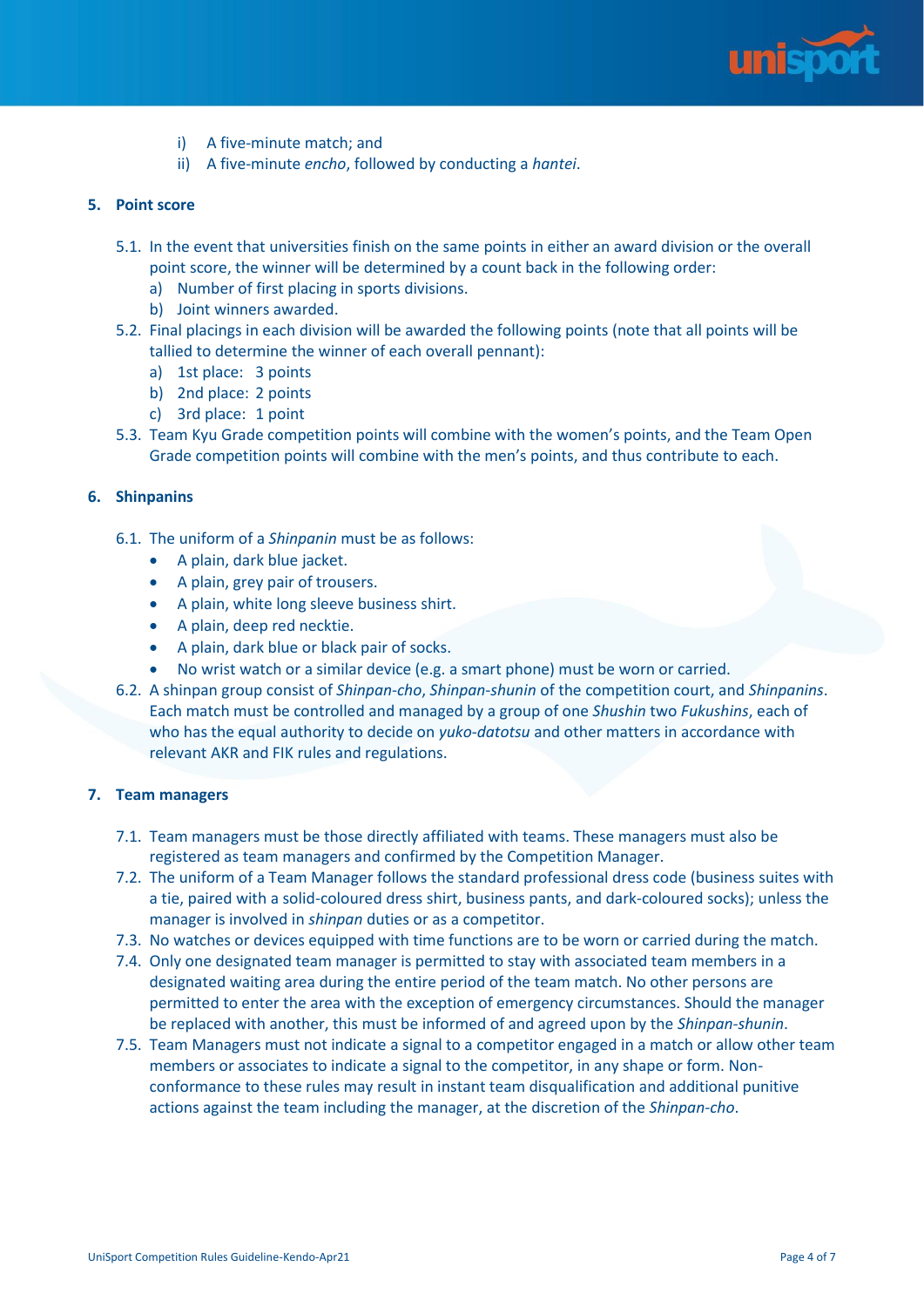i) A five-minute match; and
ii) A five-minute *encho*, followed by conducting a *hantei*.

## 5. Point score

5.1. In the event that universities finish on the same points in either an award division or the overall point score, the winner will be determined by a count back in the following order:
   a) Number of first placing in sports divisions.
   b) Joint winners awarded.

5.2. Final placings in each division will be awarded the following points (note that all points will be tallied to determine the winner of each overall pennant):
   a) 1st place: 3 points
   b) 2nd place: 2 points
   c) 3rd place: 1 point

5.3. Team Kyu Grade competition points will combine with the women's points, and the Team Open Grade competition points will combine with the men's points, and thus contribute to each.

## 6. Shinpanins

6.1. The uniform of a *Shinpanin* must be as follows:
   - A plain, dark blue jacket.
   - A plain, grey pair of trousers.
   - A plain, white long sleeve business shirt.
   - A plain, deep red necktie.
   - A plain, dark blue or black pair of socks.
   - No wrist watch or a similar device (e.g. a smart phone) must be worn or carried.

6.2. A shinpan group consist of *Shinpan-cho*, *Shinpan-shunin* of the competition court, and *Shinpanins*. Each match must be controlled and managed by a group of one *Shushin* two *Fukushins*, each of who has the equal authority to decide on *yuko-datotsu* and other matters in accordance with relevant AKR and FIK rules and regulations.

## 7. Team managers

7.1. Team managers must be those directly affiliated with teams. These managers must also be registered as team managers and confirmed by the Competition Manager.

7.2. The uniform of a Team Manager follows the standard professional dress code (business suites with a tie, paired with a solid-coloured dress shirt, business pants, and dark-coloured socks); unless the manager is involved in *shinpan* duties or as a competitor.

7.3. No watches or devices equipped with time functions are to be worn or carried during the match.

7.4. Only one designated team manager is permitted to stay with associated team members in a designated waiting area during the entire period of the team match. No other persons are permitted to enter the area with the exception of emergency circumstances. Should the manager be replaced with another, this must be informed of and agreed upon by the *Shinpan-shunin*.

7.5. Team Managers must not indicate a signal to a competitor engaged in a match or allow other team members or associates to indicate a signal to the competitor, in any shape or form. Non-conformance to these rules may result in instant team disqualification and additional punitive actions against the team including the manager, at the discretion of the *Shinpan-cho*.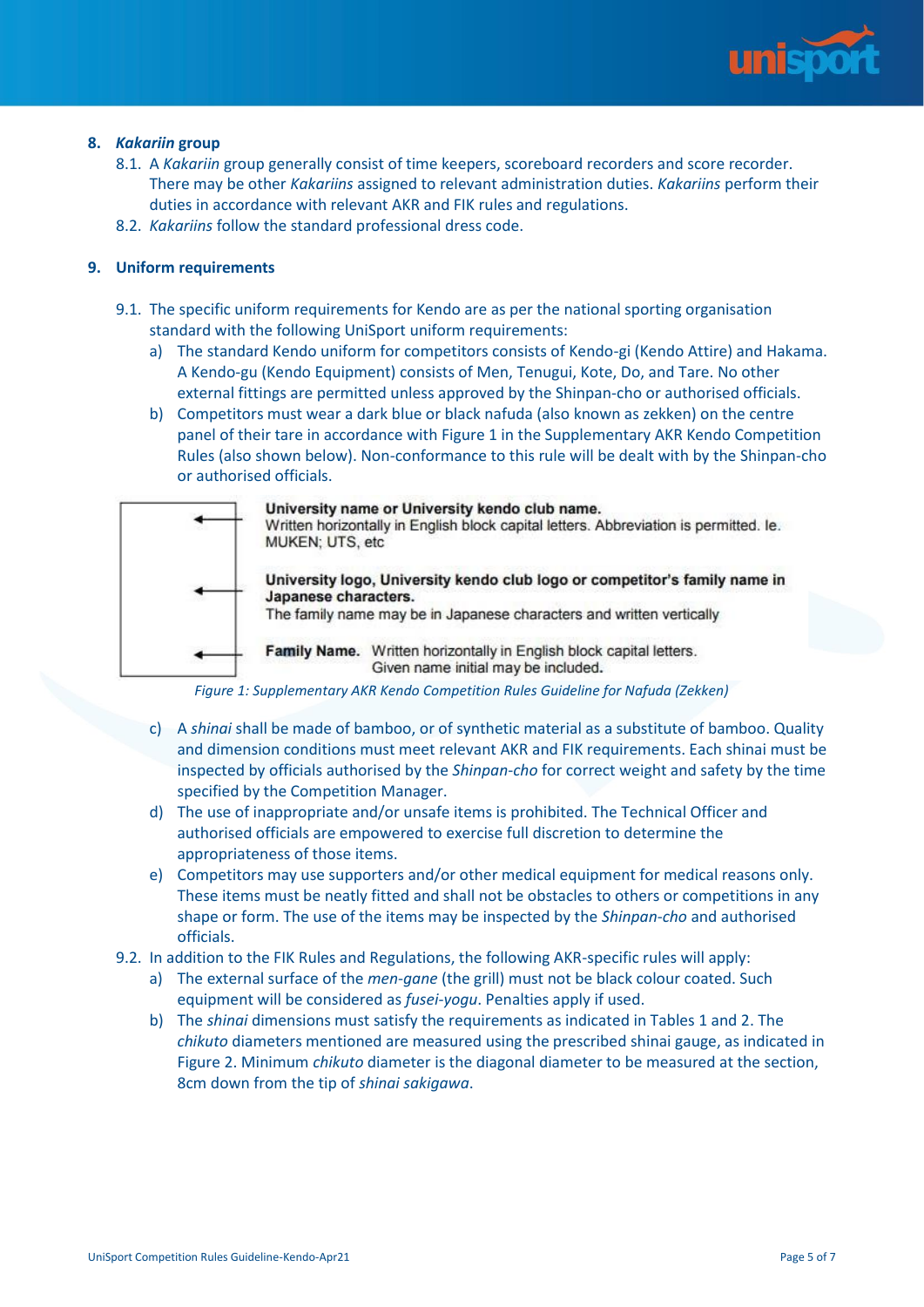## 8. *Kakariin* group

8.1. A *Kakariin* group generally consist of time keepers, scoreboard recorders and score recorder. There may be other *Kakariins* assigned to relevant administration duties. *Kakariins* perform their duties in accordance with relevant AKR and FIK rules and regulations.

8.2. *Kakariins* follow the standard professional dress code.

## 9. Uniform requirements

9.1. The specific uniform requirements for Kendo are as per the national sporting organisation standard with the following UniSport uniform requirements:

a) The standard Kendo uniform for competitors consists of Kendo-gi (Kendo Attire) and Hakama. A Kendo-gu (Kendo Equipment) consists of Men, Tenugui, Kote, Do, and Tare. No other external fittings are permitted unless approved by the Shinpan-cho or authorised officials.

b) Competitors must wear a dark blue or black nafuda (also known as zekken) on the centre panel of their tare in accordance with Figure 1 in the Supplementary AKR Kendo Competition Rules (also shown below). Non-conformance to this rule will be dealt with by the Shinpan-cho or authorised officials.

**University name or University kendo club name.**
Written horizontally in English block capital letters. Abbreviation is permitted. Ie. MUKEN; UTS, etc

**University logo, University kendo club logo or competitor's family name in Japanese characters.**
The family name may be in Japanese characters and written vertically

**Family Name.** Written horizontally in English block capital letters. Given name initial may be included.

*Figure 1: Supplementary AKR Kendo Competition Rules Guideline for Nafuda (Zekken)*

c) A *shinai* shall be made of bamboo, or of synthetic material as a substitute of bamboo. Quality and dimension conditions must meet relevant AKR and FIK requirements. Each shinai must be inspected by officials authorised by the *Shinpan-cho* for correct weight and safety by the time specified by the Competition Manager.

d) The use of inappropriate and/or unsafe items is prohibited. The Technical Officer and authorised officials are empowered to exercise full discretion to determine the appropriateness of those items.

e) Competitors may use supporters and/or other medical equipment for medical reasons only. These items must be neatly fitted and shall not be obstacles to others or competitions in any shape or form. The use of the items may be inspected by the *Shinpan-cho* and authorised officials.

9.2. In addition to the FIK Rules and Regulations, the following AKR-specific rules will apply:

a) The external surface of the *men-gane* (the grill) must not be black colour coated. Such equipment will be considered as *fusei-yogu*. Penalties apply if used.

b) The *shinai* dimensions must satisfy the requirements as indicated in Tables 1 and 2. The *chikuto* diameters mentioned are measured using the prescribed shinai gauge, as indicated in Figure 2. Minimum *chikuto* diameter is the diagonal diameter to be measured at the section, 8cm down from the tip of *shinai sakigawa*.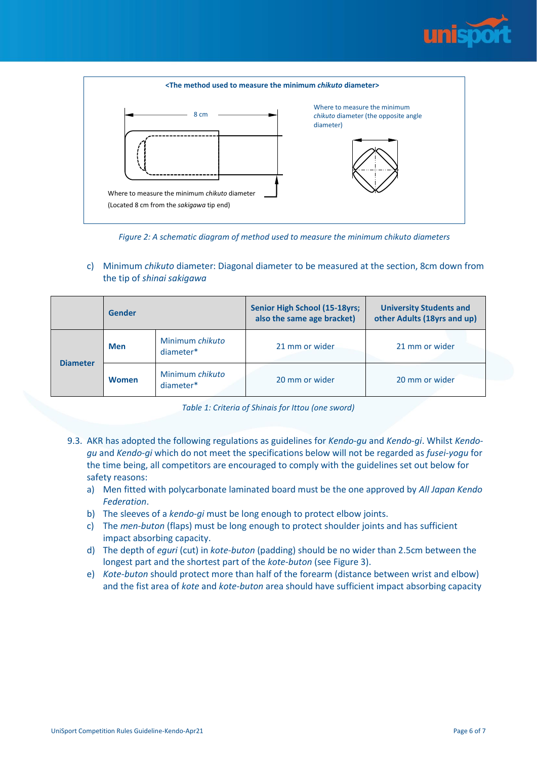<The method used to measure the minimum *chikuto* diameter>

8 cm

Where to measure the minimum *chikuto* diameter (the opposite angle diameter)

Where to measure the minimum *chikuto* diameter (Located 8 cm from the *sakigawa* tip end)

*Figure 2: A schematic diagram of method used to measure the minimum chikuto diameters*

c) Minimum *chikuto* diameter: Diagonal diameter to be measured at the section, 8cm down from the tip of *shinai sakigawa*

| | Gender | | Senior High School (15-18yrs; also the same age bracket) | University Students and other Adults (18yrs and up) |
|---|---|---|---|---|
| Diameter | Men | Minimum *chikuto* diameter* | 21 mm or wider | 21 mm or wider |
| | Women | Minimum *chikuto* diameter* | 20 mm or wider | 20 mm or wider |

*Table 1: Criteria of Shinais for Ittou (one sword)*

9.3. AKR has adopted the following regulations as guidelines for *Kendo-gu* and *Kendo-gi*. Whilst *Kendo-gu* and *Kendo-gi* which do not meet the specifications below will not be regarded as *fusei-yogu* for the time being, all competitors are encouraged to comply with the guidelines set out below for safety reasons:

a) Men fitted with polycarbonate laminated board must be the one approved by *All Japan Kendo Federation*.
b) The sleeves of a *kendo-gi* must be long enough to protect elbow joints.
c) The *men-buton* (flaps) must be long enough to protect shoulder joints and has sufficient impact absorbing capacity.
d) The depth of *eguri* (cut) in *kote-buton* (padding) should be no wider than 2.5cm between the longest part and the shortest part of the *kote-buton* (see Figure 3).
e) *Kote-buton* should protect more than half of the forearm (distance between wrist and elbow) and the fist area of *kote* and *kote-buton* area should have sufficient impact absorbing capacity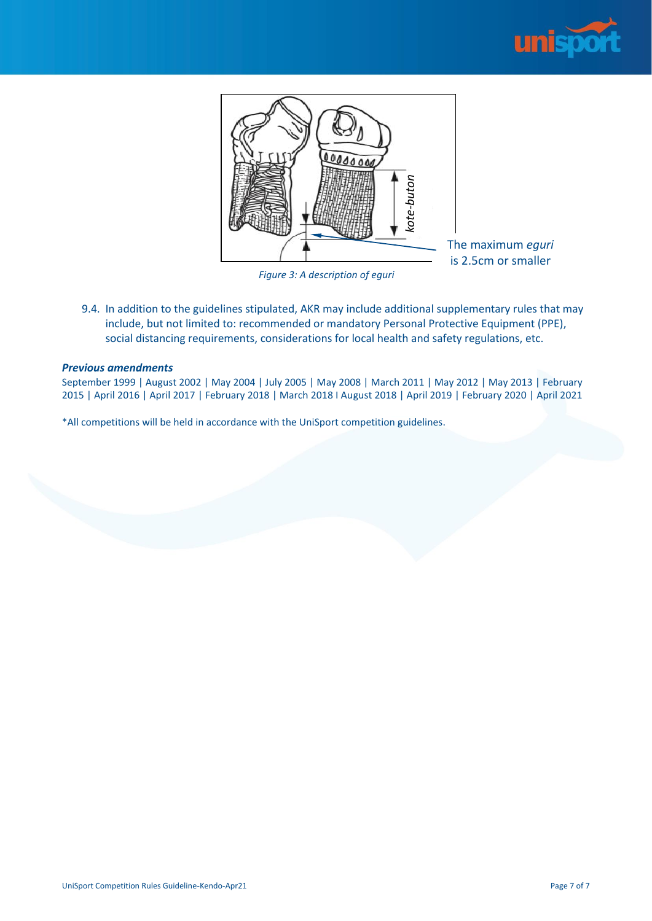kote-buton

The maximum *eguri* is 2.5cm or smaller

*Figure 3: A description of eguri*

9.4. In addition to the guidelines stipulated, AKR may include additional supplementary rules that may include, but not limited to: recommended or mandatory Personal Protective Equipment (PPE), social distancing requirements, considerations for local health and safety regulations, etc.

***Previous amendments***

September 1999 | August 2002 | May 2004 | July 2005 | May 2008 | March 2011 | May 2012 | May 2013 | February 2015 | April 2016 | April 2017 | February 2018 | March 2018 I August 2018 | April 2019 | February 2020 | April 2021

*All competitions will be held in accordance with the UniSport competition guidelines.